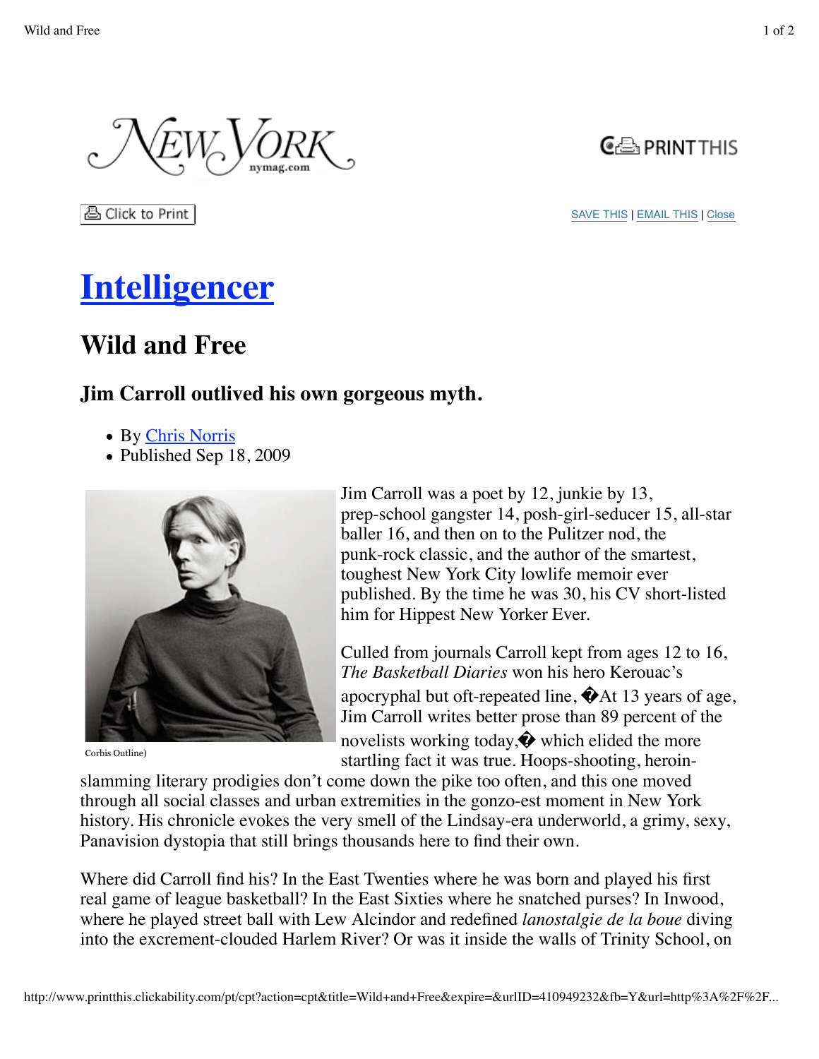# Intelligencer

## Wild and Free

### Jim Carroll outlived his own gorgeous myth.

- By Chris Norris
- Published Sep 18, 2009

Corbis Outline)

Jim Carroll was a poet by 12, junkie by 13, prep-school gangster 14, posh-girl-seducer 15, all-star baller 16, and then on to the Pulitzer nod, the punk-rock classic, and the author of the smartest, toughest New York City lowlife memoir ever published. By the time he was 30, his CV short-listed him for Hippest New Yorker Ever.

Culled from journals Carroll kept from ages 12 to 16, *The Basketball Diaries* won his hero Kerouac's apocryphal but oft-repeated line, �At 13 years of age, Jim Carroll writes better prose than 89 percent of the novelists working today,� which elided the more startling fact it was true. Hoops-shooting, heroin-slamming literary prodigies don't come down the pike too often, and this one moved through all social classes and urban extremities in the gonzo-est moment in New York history. His chronicle evokes the very smell of the Lindsay-era underworld, a grimy, sexy, Panavision dystopia that still brings thousands here to find their own.

Where did Carroll find his? In the East Twenties where he was born and played his first real game of league basketball? In the East Sixties where he snatched purses? In Inwood, where he played street ball with Lew Alcindor and redefined *lanostalgie de la boue* diving into the excrement-clouded Harlem River? Or was it inside the walls of Trinity School, on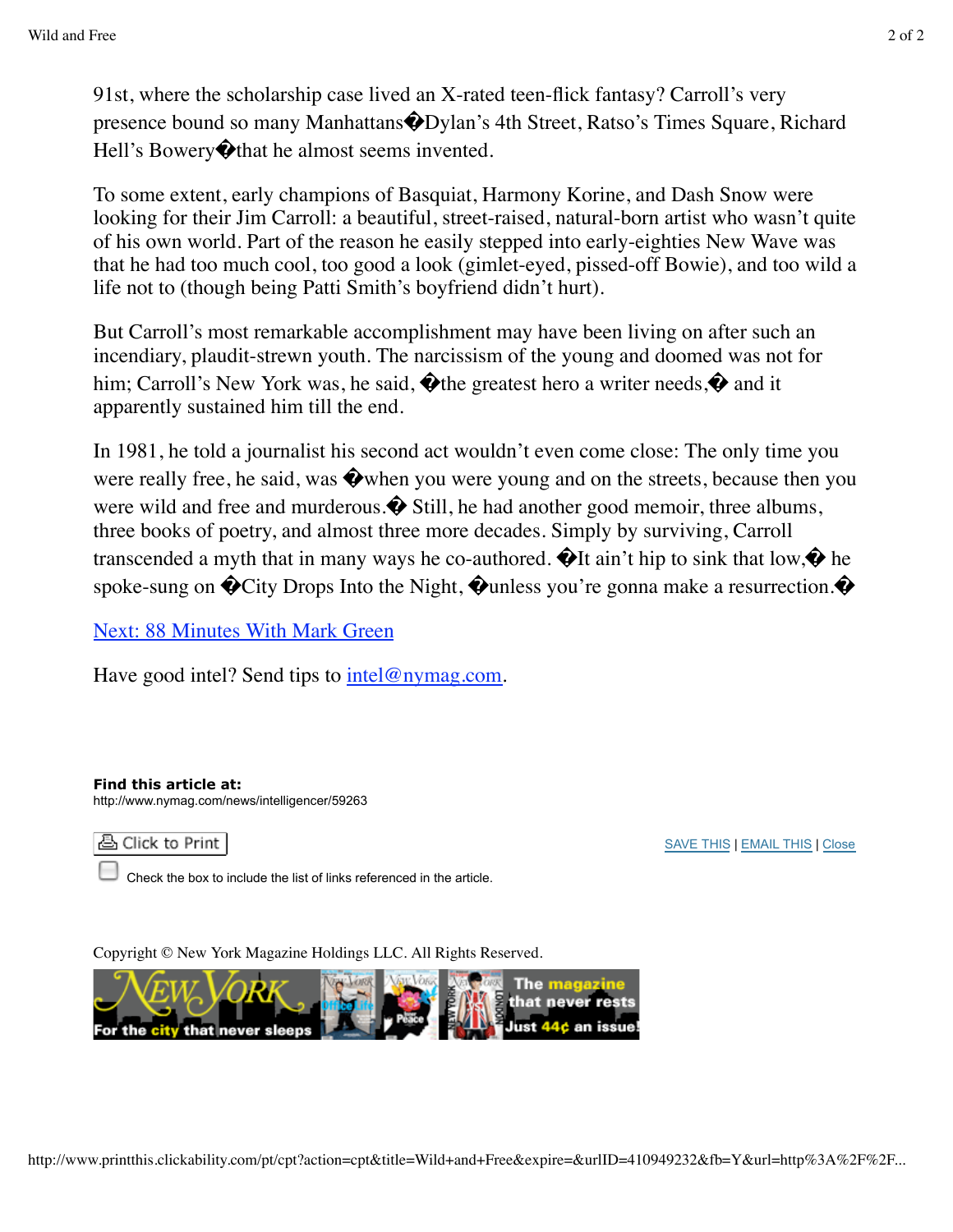91st, where the scholarship case lived an X-rated teen-flick fantasy? Carroll's very presence bound so many Manhattans�Dylan's 4th Street, Ratso's Times Square, Richard Hell's Bowery�that he almost seems invented.

To some extent, early champions of Basquiat, Harmony Korine, and Dash Snow were looking for their Jim Carroll: a beautiful, street-raised, natural-born artist who wasn't quite of his own world. Part of the reason he easily stepped into early-eighties New Wave was that he had too much cool, too good a look (gimlet-eyed, pissed-off Bowie), and too wild a life not to (though being Patti Smith's boyfriend didn't hurt).

But Carroll's most remarkable accomplishment may have been living on after such an incendiary, plaudit-strewn youth. The narcissism of the young and doomed was not for him; Carroll's New York was, he said, �the greatest hero a writer needs,� and it apparently sustained him till the end.

In 1981, he told a journalist his second act wouldn't even come close: The only time you were really free, he said, was �when you were young and on the streets, because then you were wild and free and murderous.� Still, he had another good memoir, three albums, three books of poetry, and almost three more decades. Simply by surviving, Carroll transcended a myth that in many ways he co-authored. �It ain't hip to sink that low,� he spoke-sung on �City Drops Into the Night, �unless you're gonna make a resurrection.�

Next: 88 Minutes With Mark Green

Have good intel? Send tips to intel@nymag.com.

**Find this article at:**
http://www.nymag.com/news/intelligencer/59263

Click to Print

SAVE THIS | EMAIL THIS | Close

Check the box to include the list of links referenced in the article.

Copyright © New York Magazine Holdings LLC. All Rights Reserved.

For the city that never sleeps

The magazine that never rests

Just 44¢ an issue!